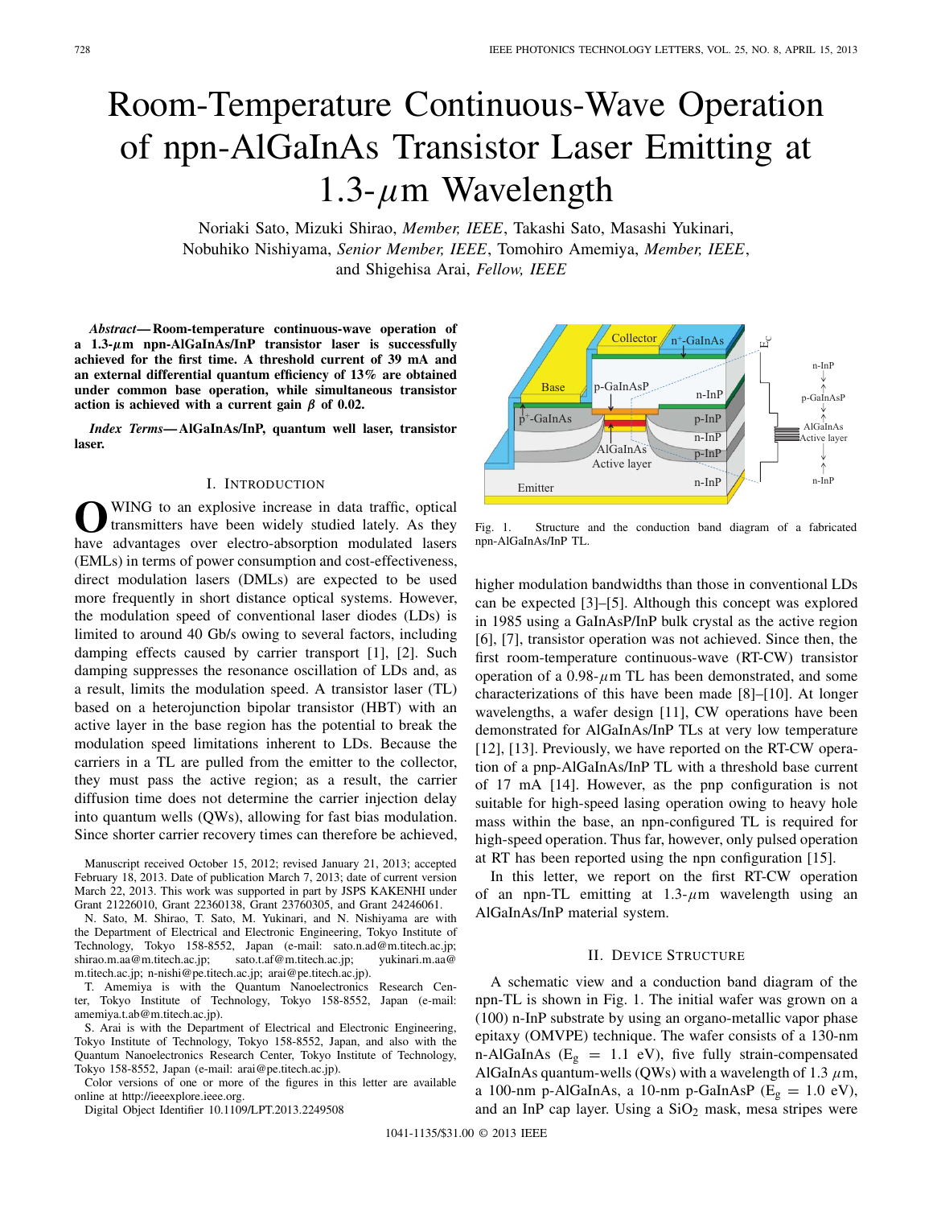# Room-Temperature Continuous-Wave Operation of npn-AlGaInAs Transistor Laser Emitting at 1.3-$\mu$m Wavelength

Noriaki Sato, Mizuki Shirao, *Member, IEEE*, Takashi Sato, Masashi Yukinari, Nobuhiko Nishiyama, *Senior Member, IEEE*, Tomohiro Amemiya, *Member, IEEE*, and Shigehisa Arai, *Fellow, IEEE*

***Abstract*— Room-temperature continuous-wave operation of a 1.3-$\mu$m npn-AlGaInAs/InP transistor laser is successfully achieved for the first time. A threshold current of 39 mA and an external differential quantum efficiency of 13% are obtained under common base operation, while simultaneous transistor action is achieved with a current gain $\beta$ of 0.02.**

***Index Terms*— AlGaInAs/InP, quantum well laser, transistor laser.**

## I. Introduction

Owing to an explosive increase in data traffic, optical transmitters have been widely studied lately. As they have advantages over electro-absorption modulated lasers (EMLs) in terms of power consumption and cost-effectiveness, direct modulation lasers (DMLs) are expected to be used more frequently in short distance optical systems. However, the modulation speed of conventional laser diodes (LDs) is limited to around 40 Gb/s owing to several factors, including damping effects caused by carrier transport [1], [2]. Such damping suppresses the resonance oscillation of LDs and, as a result, limits the modulation speed. A transistor laser (TL) based on a heterojunction bipolar transistor (HBT) with an active layer in the base region has the potential to break the modulation speed limitations inherent to LDs. Because the carriers in a TL are pulled from the emitter to the collector, they must pass the active region; as a result, the carrier diffusion time does not determine the carrier injection delay into quantum wells (QWs), allowing for fast bias modulation. Since shorter carrier recovery times can therefore be achieved, higher modulation bandwidths than those in conventional LDs can be expected [3]–[5]. Although this concept was explored in 1985 using a GaInAsP/InP bulk crystal as the active region [6], [7], transistor operation was not achieved. Since then, the first room-temperature continuous-wave (RT-CW) transistor operation of a 0.98-$\mu$m TL has been demonstrated, and some characterizations of this have been made [8]–[10]. At longer wavelengths, a wafer design [11], CW operations have been demonstrated for AlGaInAs/InP TLs at very low temperature [12], [13]. Previously, we have reported on the RT-CW operation of a pnp-AlGaInAs/InP TL with a threshold base current of 17 mA [14]. However, as the pnp configuration is not suitable for high-speed lasing operation owing to heavy hole mass within the base, an npn-configured TL is required for high-speed operation. Thus far, however, only pulsed operation at RT has been reported using the npn configuration [15].

In this letter, we report on the first RT-CW operation of an npn-TL emitting at 1.3-$\mu$m wavelength using an AlGaInAs/InP material system.

Manuscript received October 15, 2012; revised January 21, 2013; accepted February 18, 2013. Date of publication March 7, 2013; date of current version March 22, 2013. This work was supported in part by JSPS KAKENHI under Grant 21226010, Grant 22360138, Grant 23760305, and Grant 24246061.

N. Sato, M. Shirao, T. Sato, M. Yukinari, and N. Nishiyama are with the Department of Electrical and Electronic Engineering, Tokyo Institute of Technology, Tokyo 158-8552, Japan (e-mail: sato.n.ad@m.titech.ac.jp; shirao.m.aa@m.titech.ac.jp; sato.t.af@m.titech.ac.jp; yukinari.m.aa@m.titech.ac.jp; n-nishi@pe.titech.ac.jp; arai@pe.titech.ac.jp).

T. Amemiya is with the Quantum Nanoelectronics Research Center, Tokyo Institute of Technology, Tokyo 158-8552, Japan (e-mail: amemiya.t.ab@m.titech.ac.jp).

S. Arai is with the Department of Electrical and Electronic Engineering, Tokyo Institute of Technology, Tokyo 158-8552, Japan, and also with the Quantum Nanoelectronics Research Center, Tokyo Institute of Technology, Tokyo 158-8552, Japan (e-mail: arai@pe.titech.ac.jp).

Color versions of one or more of the figures in this letter are available online at http://ieeexplore.ieee.org.

Digital Object Identifier 10.1109/LPT.2013.2249508

Fig. 1. Structure and the conduction band diagram of a fabricated npn-AlGaInAs/InP TL.

## II. Device Structure

A schematic view and a conduction band diagram of the npn-TL is shown in Fig. 1. The initial wafer was grown on a (100) n-InP substrate by using an organo-metallic vapor phase epitaxy (OMVPE) technique. The wafer consists of a 130-nm n-AlGaInAs ($E_g$ = 1.1 eV), five fully strain-compensated AlGaInAs quantum-wells (QWs) with a wavelength of 1.3 $\mu$m, a 100-nm p-AlGaInAs, a 10-nm p-GaInAsP ($E_g$ = 1.0 eV), and an InP cap layer. Using a $SiO_2$ mask, mesa stripes were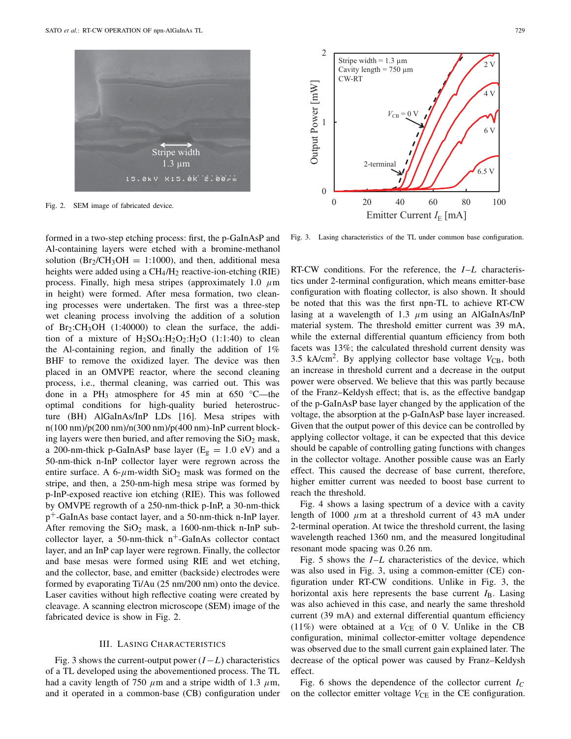Fig. 2. SEM image of fabricated device.

formed in a two-step etching process: first, the p-GaInAsP and Al-containing layers were etched with a bromine-methanol solution ($Br_2/CH_3OH$ = 1:1000), and then, additional mesa heights were added using a $CH_4/H_2$ reactive-ion-etching (RIE) process. Finally, high mesa stripes (approximately 1.0 $\mu$m in height) were formed. After mesa formation, two cleaning processes were undertaken. The first was a three-step wet cleaning process involving the addition of a solution of $Br_2$:$CH_3OH$ (1:40000) to clean the surface, the addition of a mixture of $H_2SO_4$:$H_2O_2$:$H_2O$ (1:1:40) to clean the Al-containing region, and finally the addition of 1% BHF to remove the oxidized layer. The device was then placed in an OMVPE reactor, where the second cleaning process, i.e., thermal cleaning, was carried out. This was done in a $PH_3$ atmosphere for 45 min at 650 °C—the optimal conditions for high-quality buried heterostructure (BH) AlGaInAs/InP LDs [16]. Mesa stripes with n(100 nm)/p(200 nm)/n(300 nm)/p(400 nm)-InP current blocking layers were then buried, and after removing the $SiO_2$ mask, a 200-nm-thick p-GaInAsP base layer ($E_g$ = 1.0 eV) and a 50-nm-thick n-InP collector layer were regrown across the entire surface. A 6-$\mu$m-width $SiO_2$ mask was formed on the stripe, and then, a 250-nm-high mesa stripe was formed by p-InP-exposed reactive ion etching (RIE). This was followed by OMVPE regrowth of a 250-nm-thick p-InP, a 30-nm-thick $p^+$-GaInAs base contact layer, and a 50-nm-thick n-InP layer. After removing the $SiO_2$ mask, a 1600-nm-thick n-InP subcollector layer, a 50-nm-thick $n^+$-GaInAs collector contact layer, and an InP cap layer were regrown. Finally, the collector and base mesas were formed using RIE and wet etching, and the collector, base, and emitter (backside) electrodes were formed by evaporating Ti/Au (25 nm/200 nm) onto the device. Laser cavities without high reflective coating were created by cleavage. A scanning electron microscope (SEM) image of the fabricated device is show in Fig. 2.

## III. Lasing Characteristics

Fig. 3 shows the current-output power ($I - L$) characteristics of a TL developed using the abovementioned process. The TL had a cavity length of 750 $\mu$m and a stripe width of 1.3 $\mu$m, and it operated in a common-base (CB) configuration under RT-CW conditions. For the reference, the $I$–$L$ characteristics under 2-terminal configuration, which means emitter-base configuration with floating collector, is also shown. It should be noted that this was the first npn-TL to achieve RT-CW lasing at a wavelength of 1.3 $\mu$m using an AlGaInAs/InP material system. The threshold emitter current was 39 mA, while the external differential quantum efficiency from both facets was 13%; the calculated threshold current density was 3.5 kA/cm$^2$. By applying collector base voltage $V_{CB}$, both an increase in threshold current and a decrease in the output power were observed. We believe that this was partly because of the Franz–Keldysh effect; that is, as the effective bandgap of the p-GaInAsP base layer changed by the application of the voltage, the absorption at the p-GaInAsP base layer increased. Given that the output power of this device can be controlled by applying collector voltage, it can be expected that this device should be capable of controlling gating functions with changes in the collector voltage. Another possible cause was an Early effect. This caused the decrease of base current, therefore, higher emitter current was needed to boost base current to reach the threshold.

Fig. 3. Lasing characteristics of the TL under common base configuration.

Fig. 4 shows a lasing spectrum of a device with a cavity length of 1000 $\mu$m at a threshold current of 43 mA under 2-terminal operation. At twice the threshold current, the lasing wavelength reached 1360 nm, and the measured longitudinal resonant mode spacing was 0.26 nm.

Fig. 5 shows the $I$–$L$ characteristics of the device, which was also used in Fig. 3, using a common-emitter (CE) configuration under RT-CW conditions. Unlike in Fig. 3, the horizontal axis here represents the base current $I_B$. Lasing was also achieved in this case, and nearly the same threshold current (39 mA) and external differential quantum efficiency (11%) were obtained at a $V_{CE}$ of 0 V. Unlike in the CB configuration, minimal collector-emitter voltage dependence was observed due to the small current gain explained later. The decrease of the optical power was caused by Franz–Keldysh effect.

Fig. 6 shows the dependence of the collector current $I_C$ on the collector emitter voltage $V_{CE}$ in the CE configuration.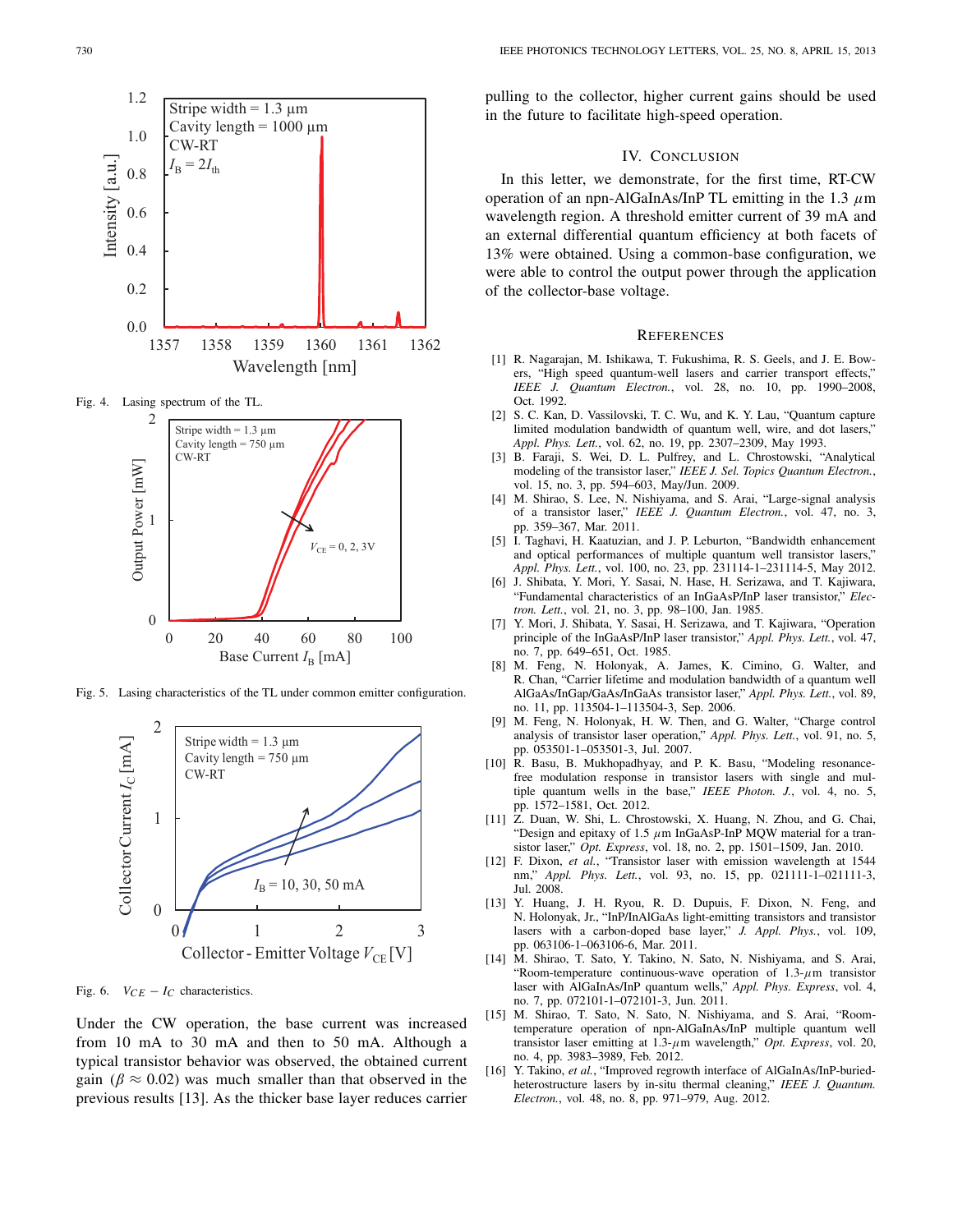Stripe width = 1.3 μm
Cavity length = 1000 μm
CW-RT
$I_B = 2I_{th}$

Intensity [a.u.]
1.2
1.0
0.8
0.6
0.4
0.2
0.0
1357 1358 1359 1360 1361 1362
Wavelength [nm]

Fig. 4. Lasing spectrum of the TL.

Stripe width = 1.3 μm
Cavity length = 750 μm
CW-RT
$V_{CE}$ = 0, 2, 3V

Output Power [mW]
2
1
0
0 20 40 60 80 100
Base Current $I_B$ [mA]

Fig. 5. Lasing characteristics of the TL under common emitter configuration.

Stripe width = 1.3 μm
Cavity length = 750 μm
CW-RT
$I_B$ = 10, 30, 50 mA

Collector Current $I_C$ [mA]
2
1
0
0 1 2 3
Collector - Emitter Voltage $V_{CE}$ [V]

Fig. 6. $V_{CE} - I_C$ characteristics.

Under the CW operation, the base current was increased from 10 mA to 30 mA and then to 50 mA. Although a typical transistor behavior was observed, the obtained current gain ($\beta \approx 0.02$) was much smaller than that observed in the previous results [13]. As the thicker base layer reduces carrier pulling to the collector, higher current gains should be used in the future to facilitate high-speed operation.

## IV. Conclusion

In this letter, we demonstrate, for the first time, RT-CW operation of an npn-AlGaInAs/InP TL emitting in the 1.3 $\mu$m wavelength region. A threshold emitter current of 39 mA and an external differential quantum efficiency at both facets of 13% were obtained. Using a common-base configuration, we were able to control the output power through the application of the collector-base voltage.

## References

[1] R. Nagarajan, M. Ishikawa, T. Fukushima, R. S. Geels, and J. E. Bowers, "High speed quantum-well lasers and carrier transport effects," *IEEE J. Quantum Electron.*, vol. 28, no. 10, pp. 1990–2008, Oct. 1992.

[2] S. C. Kan, D. Vassilovski, T. C. Wu, and K. Y. Lau, "Quantum capture limited modulation bandwidth of quantum well, wire, and dot lasers," *Appl. Phys. Lett.*, vol. 62, no. 19, pp. 2307–2309, May 1993.

[3] B. Faraji, S. Wei, D. L. Pulfrey, and L. Chrostowski, "Analytical modeling of the transistor laser," *IEEE J. Sel. Topics Quantum Electron.*, vol. 15, no. 3, pp. 594–603, May/Jun. 2009.

[4] M. Shirao, S. Lee, N. Nishiyama, and S. Arai, "Large-signal analysis of a transistor laser," *IEEE J. Quantum Electron.*, vol. 47, no. 3, pp. 359–367, Mar. 2011.

[5] I. Taghavi, H. Kaatuzian, and J. P. Leburton, "Bandwidth enhancement and optical performances of multiple quantum well transistor lasers," *Appl. Phys. Lett.*, vol. 100, no. 23, pp. 231114-1–231114-5, May 2012.

[6] J. Shibata, Y. Mori, Y. Sasai, N. Hase, H. Serizawa, and T. Kajiwara, "Fundamental characteristics of an InGaAsP/InP laser transistor," *Electron. Lett.*, vol. 21, no. 3, pp. 98–100, Jan. 1985.

[7] Y. Mori, J. Shibata, Y. Sasai, H. Serizawa, and T. Kajiwara, "Operation principle of the InGaAsP/InP laser transistor," *Appl. Phys. Lett.*, vol. 47, no. 7, pp. 649–651, Oct. 1985.

[8] M. Feng, N. Holonyak, A. James, K. Cimino, G. Walter, and R. Chan, "Carrier lifetime and modulation bandwidth of a quantum well AlGaAs/InGap/GaAs/InGaAs transistor laser," *Appl. Phys. Lett.*, vol. 89, no. 11, pp. 113504-1–113504-3, Sep. 2006.

[9] M. Feng, N. Holonyak, H. W. Then, and G. Walter, "Charge control analysis of transistor laser operation," *Appl. Phys. Lett.*, vol. 91, no. 5, pp. 053501-1–053501-3, Jul. 2007.

[10] R. Basu, B. Mukhopadhyay, and P. K. Basu, "Modeling resonance-free modulation response in transistor lasers with single and multiple quantum wells in the base," *IEEE Photon. J.*, vol. 4, no. 5, pp. 1572–1581, Oct. 2012.

[11] Z. Duan, W. Shi, L. Chrostowski, X. Huang, N. Zhou, and G. Chai, "Design and epitaxy of 1.5 $\mu$m InGaAsP-InP MQW material for a transistor laser," *Opt. Express*, vol. 18, no. 2, pp. 1501–1509, Jan. 2010.

[12] F. Dixon, *et al.*, "Transistor laser with emission wavelength at 1544 nm," *Appl. Phys. Lett.*, vol. 93, no. 15, pp. 021111-1–021111-3, Jul. 2008.

[13] Y. Huang, J. H. Ryou, R. D. Dupuis, F. Dixon, N. Feng, and N. Holonyak, Jr., "InP/InAlGaAs light-emitting transistors and transistor lasers with a carbon-doped base layer," *J. Appl. Phys.*, vol. 109, pp. 063106-1–063106-6, Mar. 2011.

[14] M. Shirao, T. Sato, Y. Takino, N. Sato, N. Nishiyama, and S. Arai, "Room-temperature continuous-wave operation of 1.3-$\mu$m transistor laser with AlGaInAs/InP quantum wells," *Appl. Phys. Express*, vol. 4, no. 7, pp. 072101-1–072101-3, Jun. 2011.

[15] M. Shirao, T. Sato, N. Sato, N. Nishiyama, and S. Arai, "Room-temperature operation of npn-AlGaInAs/InP multiple quantum well transistor laser emitting at 1.3-$\mu$m wavelength," *Opt. Express*, vol. 20, no. 4, pp. 3983–3989, Feb. 2012.

[16] Y. Takino, *et al.*, "Improved regrowth interface of AlGaInAs/InP-buried-heterostructure lasers by in-situ thermal cleaning," *IEEE J. Quantum. Electron.*, vol. 48, no. 8, pp. 971–979, Aug. 2012.